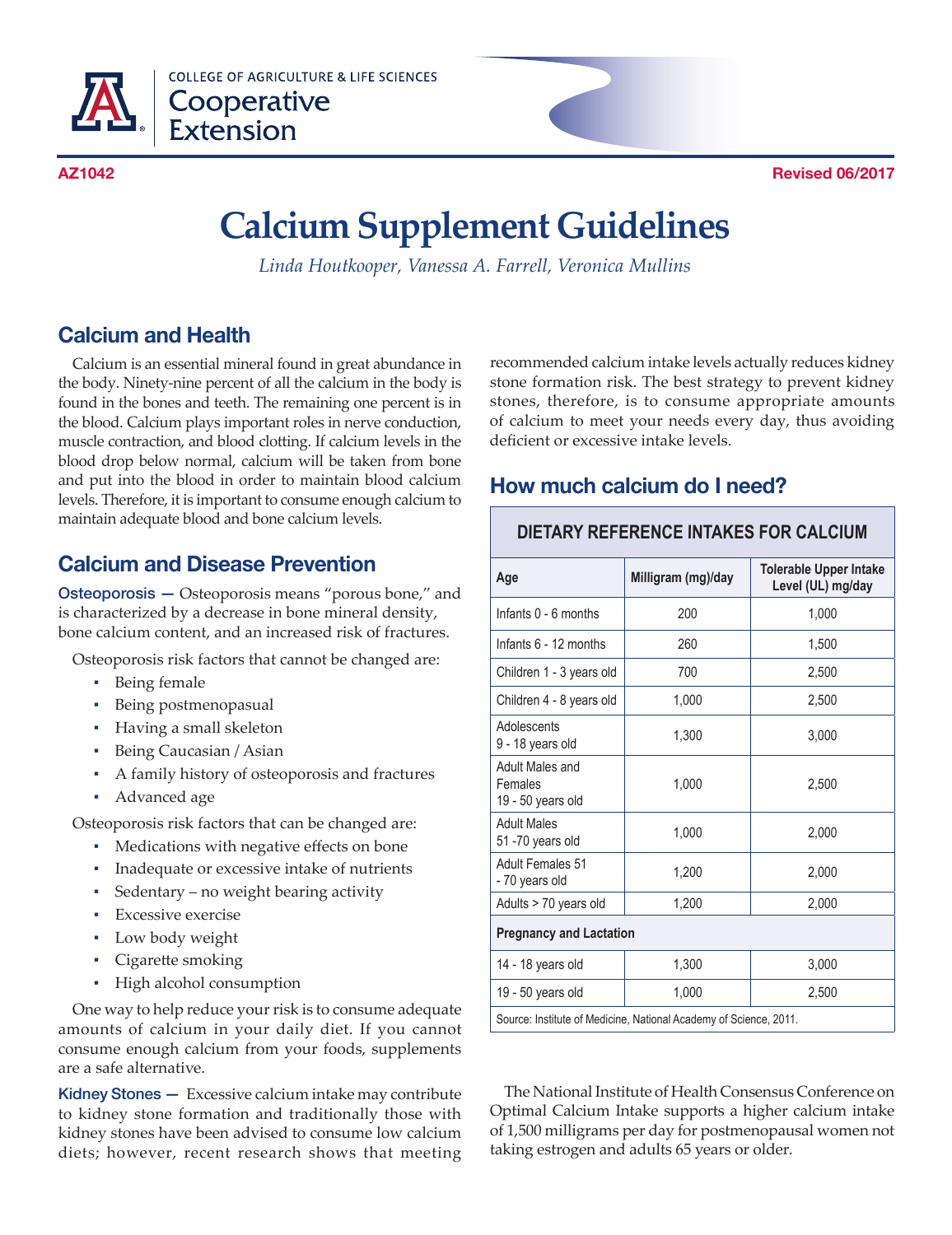COLLEGE OF AGRICULTURE & LIFE SCIENCES
Cooperative Extension

AZ1042 | Revised 06/2017

# Calcium Supplement Guidelines

*Linda Houtkooper, Vanessa A. Farrell, Veronica Mullins*

## Calcium and Health

Calcium is an essential mineral found in great abundance in the body. Ninety-nine percent of all the calcium in the body is found in the bones and teeth. The remaining one percent is in the blood. Calcium plays important roles in nerve conduction, muscle contraction, and blood clotting. If calcium levels in the blood drop below normal, calcium will be taken from bone and put into the blood in order to maintain blood calcium levels. Therefore, it is important to consume enough calcium to maintain adequate blood and bone calcium levels.

## Calcium and Disease Prevention

**Osteoporosis —** Osteoporosis means "porous bone," and is characterized by a decrease in bone mineral density, bone calcium content, and an increased risk of fractures.

Osteoporosis risk factors that cannot be changed are:

- Being female
- Being postmenopasual
- Having a small skeleton
- Being Caucasian / Asian
- A family history of osteoporosis and fractures
- Advanced age

Osteoporosis risk factors that can be changed are:

- Medications with negative effects on bone
- Inadequate or excessive intake of nutrients
- Sedentary – no weight bearing activity
- Excessive exercise
- Low body weight
- Cigarette smoking
- High alcohol consumption

One way to help reduce your risk is to consume adequate amounts of calcium in your daily diet. If you cannot consume enough calcium from your foods, supplements are a safe alternative.

**Kidney Stones —** Excessive calcium intake may contribute to kidney stone formation and traditionally those with kidney stones have been advised to consume low calcium diets; however, recent research shows that meeting recommended calcium intake levels actually reduces kidney stone formation risk. The best strategy to prevent kidney stones, therefore, is to consume appropriate amounts of calcium to meet your needs every day, thus avoiding deficient or excessive intake levels.

## How much calcium do I need?

**DIETARY REFERENCE INTAKES FOR CALCIUM**

| Age | Milligram (mg)/day | Tolerable Upper Intake Level (UL) mg/day |
|---|---|---|
| Infants 0 - 6 months | 200 | 1,000 |
| Infants 6 - 12 months | 260 | 1,500 |
| Children 1 - 3 years old | 700 | 2,500 |
| Children 4 - 8 years old | 1,000 | 2,500 |
| Adolescents 9 - 18 years old | 1,300 | 3,000 |
| Adult Males and Females 19 - 50 years old | 1,000 | 2,500 |
| Adult Males 51 -70 years old | 1,000 | 2,000 |
| Adult Females 51 - 70 years old | 1,200 | 2,000 |
| Adults > 70 years old | 1,200 | 2,000 |
| **Pregnancy and Lactation** | | |
| 14 - 18 years old | 1,300 | 3,000 |
| 19 - 50 years old | 1,000 | 2,500 |

Source: Institute of Medicine, National Academy of Science, 2011.

The National Institute of Health Consensus Conference on Optimal Calcium Intake supports a higher calcium intake of 1,500 milligrams per day for postmenopausal women not taking estrogen and adults 65 years or older.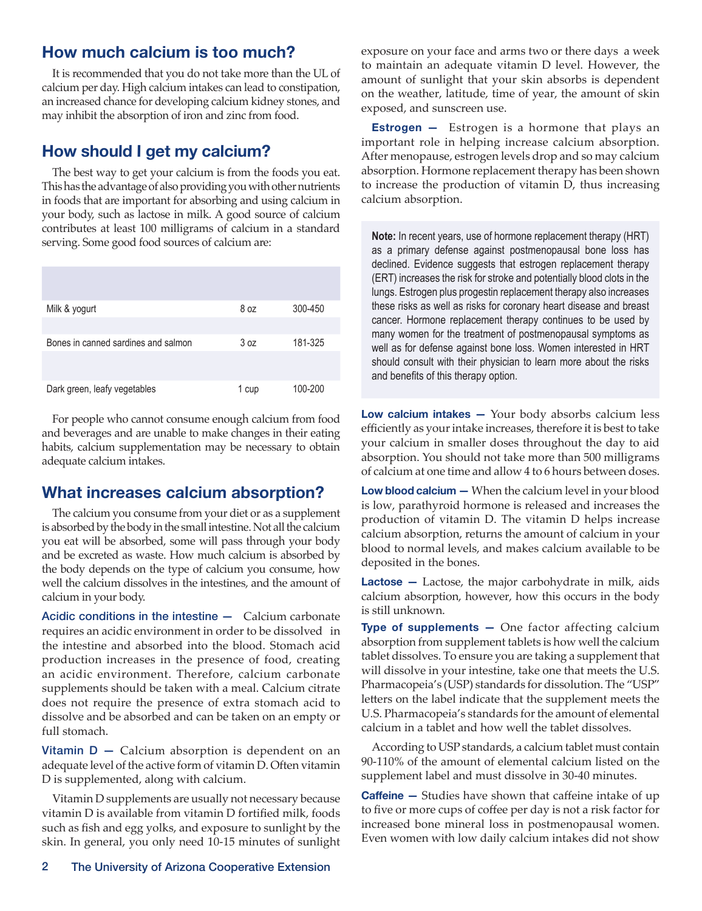## How much calcium is too much?

It is recommended that you do not take more than the UL of calcium per day. High calcium intakes can lead to constipation, an increased chance for developing calcium kidney stones, and may inhibit the absorption of iron and zinc from food.

## How should I get my calcium?

The best way to get your calcium is from the foods you eat. This has the advantage of also providing you with other nutrients in foods that are important for absorbing and using calcium in your body, such as lactose in milk. A good source of calcium contributes at least 100 milligrams of calcium in a standard serving. Some good food sources of calcium are:

| | | |
|---|---|---|
| Milk & yogurt | 8 oz | 300-450 |
| | | |
| Bones in canned sardines and salmon | 3 oz | 181-325 |
| | | |
| Dark green, leafy vegetables | 1 cup | 100-200 |

For people who cannot consume enough calcium from food and beverages and are unable to make changes in their eating habits, calcium supplementation may be necessary to obtain adequate calcium intakes.

## What increases calcium absorption?

The calcium you consume from your diet or as a supplement is absorbed by the body in the small intestine. Not all the calcium you eat will be absorbed, some will pass through your body and be excreted as waste. How much calcium is absorbed by the body depends on the type of calcium you consume, how well the calcium dissolves in the intestines, and the amount of calcium in your body.

**Acidic conditions in the intestine —** Calcium carbonate requires an acidic environment in order to be dissolved in the intestine and absorbed into the blood. Stomach acid production increases in the presence of food, creating an acidic environment. Therefore, calcium carbonate supplements should be taken with a meal. Calcium citrate does not require the presence of extra stomach acid to dissolve and be absorbed and can be taken on an empty or full stomach.

**Vitamin D —** Calcium absorption is dependent on an adequate level of the active form of vitamin D. Often vitamin D is supplemented, along with calcium.

Vitamin D supplements are usually not necessary because vitamin D is available from vitamin D fortified milk, foods such as fish and egg yolks, and exposure to sunlight by the skin. In general, you only need 10-15 minutes of sunlight exposure on your face and arms two or there days a week to maintain an adequate vitamin D level. However, the amount of sunlight that your skin absorbs is dependent on the weather, latitude, time of year, the amount of skin exposed, and sunscreen use.

**Estrogen —** Estrogen is a hormone that plays an important role in helping increase calcium absorption. After menopause, estrogen levels drop and so may calcium absorption. Hormone replacement therapy has been shown to increase the production of vitamin D, thus increasing calcium absorption.

> **Note:** In recent years, use of hormone replacement therapy (HRT) as a primary defense against postmenopausal bone loss has declined. Evidence suggests that estrogen replacement therapy (ERT) increases the risk for stroke and potentially blood clots in the lungs. Estrogen plus progestin replacement therapy also increases these risks as well as risks for coronary heart disease and breast cancer. Hormone replacement therapy continues to be used by many women for the treatment of postmenopausal symptoms as well as for defense against bone loss. Women interested in HRT should consult with their physician to learn more about the risks and benefits of this therapy option.

**Low calcium intakes —** Your body absorbs calcium less efficiently as your intake increases, therefore it is best to take your calcium in smaller doses throughout the day to aid absorption. You should not take more than 500 milligrams of calcium at one time and allow 4 to 6 hours between doses.

**Low blood calcium —** When the calcium level in your blood is low, parathyroid hormone is released and increases the production of vitamin D. The vitamin D helps increase calcium absorption, returns the amount of calcium in your blood to normal levels, and makes calcium available to be deposited in the bones.

**Lactose —** Lactose, the major carbohydrate in milk, aids calcium absorption, however, how this occurs in the body is still unknown.

**Type of supplements —** One factor affecting calcium absorption from supplement tablets is how well the calcium tablet dissolves. To ensure you are taking a supplement that will dissolve in your intestine, take one that meets the U.S. Pharmacopeia's (USP) standards for dissolution. The "USP" letters on the label indicate that the supplement meets the U.S. Pharmacopeia's standards for the amount of elemental calcium in a tablet and how well the tablet dissolves.

According to USP standards, a calcium tablet must contain 90-110% of the amount of elemental calcium listed on the supplement label and must dissolve in 30-40 minutes.

**Caffeine —** Studies have shown that caffeine intake of up to five or more cups of coffee per day is not a risk factor for increased bone mineral loss in postmenopausal women. Even women with low daily calcium intakes did not show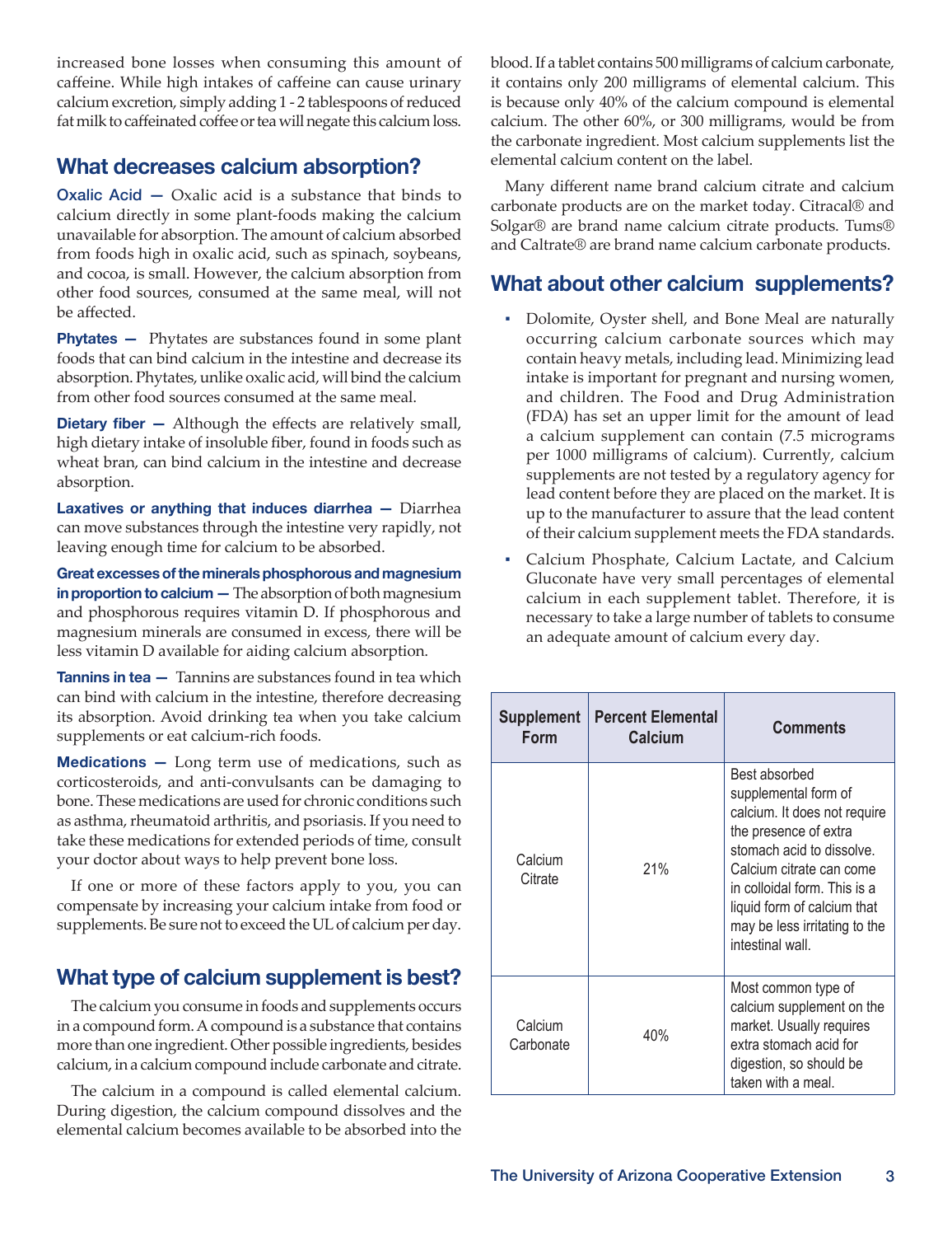increased bone losses when consuming this amount of caffeine. While high intakes of caffeine can cause urinary calcium excretion, simply adding 1 - 2 tablespoons of reduced fat milk to caffeinated coffee or tea will negate this calcium loss.

## What decreases calcium absorption?

**Oxalic Acid —** Oxalic acid is a substance that binds to calcium directly in some plant-foods making the calcium unavailable for absorption. The amount of calcium absorbed from foods high in oxalic acid, such as spinach, soybeans, and cocoa, is small. However, the calcium absorption from other food sources, consumed at the same meal, will not be affected.

**Phytates —** Phytates are substances found in some plant foods that can bind calcium in the intestine and decrease its absorption. Phytates, unlike oxalic acid, will bind the calcium from other food sources consumed at the same meal.

**Dietary fiber —** Although the effects are relatively small, high dietary intake of insoluble fiber, found in foods such as wheat bran, can bind calcium in the intestine and decrease absorption.

**Laxatives or anything that induces diarrhea —** Diarrhea can move substances through the intestine very rapidly, not leaving enough time for calcium to be absorbed.

**Great excesses of the minerals phosphorous and magnesium in proportion to calcium —** The absorption of both magnesium and phosphorous requires vitamin D. If phosphorous and magnesium minerals are consumed in excess, there will be less vitamin D available for aiding calcium absorption.

**Tannins in tea —** Tannins are substances found in tea which can bind with calcium in the intestine, therefore decreasing its absorption. Avoid drinking tea when you take calcium supplements or eat calcium-rich foods.

**Medications —** Long term use of medications, such as corticosteroids, and anti-convulsants can be damaging to bone. These medications are used for chronic conditions such as asthma, rheumatoid arthritis, and psoriasis. If you need to take these medications for extended periods of time, consult your doctor about ways to help prevent bone loss.

If one or more of these factors apply to you, you can compensate by increasing your calcium intake from food or supplements. Be sure not to exceed the UL of calcium per day.

## What type of calcium supplement is best?

The calcium you consume in foods and supplements occurs in a compound form. A compound is a substance that contains more than one ingredient. Other possible ingredients, besides calcium, in a calcium compound include carbonate and citrate.

The calcium in a compound is called elemental calcium. During digestion, the calcium compound dissolves and the elemental calcium becomes available to be absorbed into the blood. If a tablet contains 500 milligrams of calcium carbonate, it contains only 200 milligrams of elemental calcium. This is because only 40% of the calcium compound is elemental calcium. The other 60%, or 300 milligrams, would be from the carbonate ingredient. Most calcium supplements list the elemental calcium content on the label.

Many different name brand calcium citrate and calcium carbonate products are on the market today. Citracal® and Solgar® are brand name calcium citrate products. Tums® and Caltrate® are brand name calcium carbonate products.

## What about other calcium supplements?

- Dolomite, Oyster shell, and Bone Meal are naturally occurring calcium carbonate sources which may contain heavy metals, including lead. Minimizing lead intake is important for pregnant and nursing women, and children. The Food and Drug Administration (FDA) has set an upper limit for the amount of lead a calcium supplement can contain (7.5 micrograms per 1000 milligrams of calcium). Currently, calcium supplements are not tested by a regulatory agency for lead content before they are placed on the market. It is up to the manufacturer to assure that the lead content of their calcium supplement meets the FDA standards.
- Calcium Phosphate, Calcium Lactate, and Calcium Gluconate have very small percentages of elemental calcium in each supplement tablet. Therefore, it is necessary to take a large number of tablets to consume an adequate amount of calcium every day.

| Supplement Form | Percent Elemental Calcium | Comments |
|---|---|---|
| Calcium Citrate | 21% | Best absorbed supplemental form of calcium. It does not require the presence of extra stomach acid to dissolve. Calcium citrate can come in colloidal form. This is a liquid form of calcium that may be less irritating to the intestinal wall. |
| Calcium Carbonate | 40% | Most common type of calcium supplement on the market. Usually requires extra stomach acid for digestion, so should be taken with a meal. |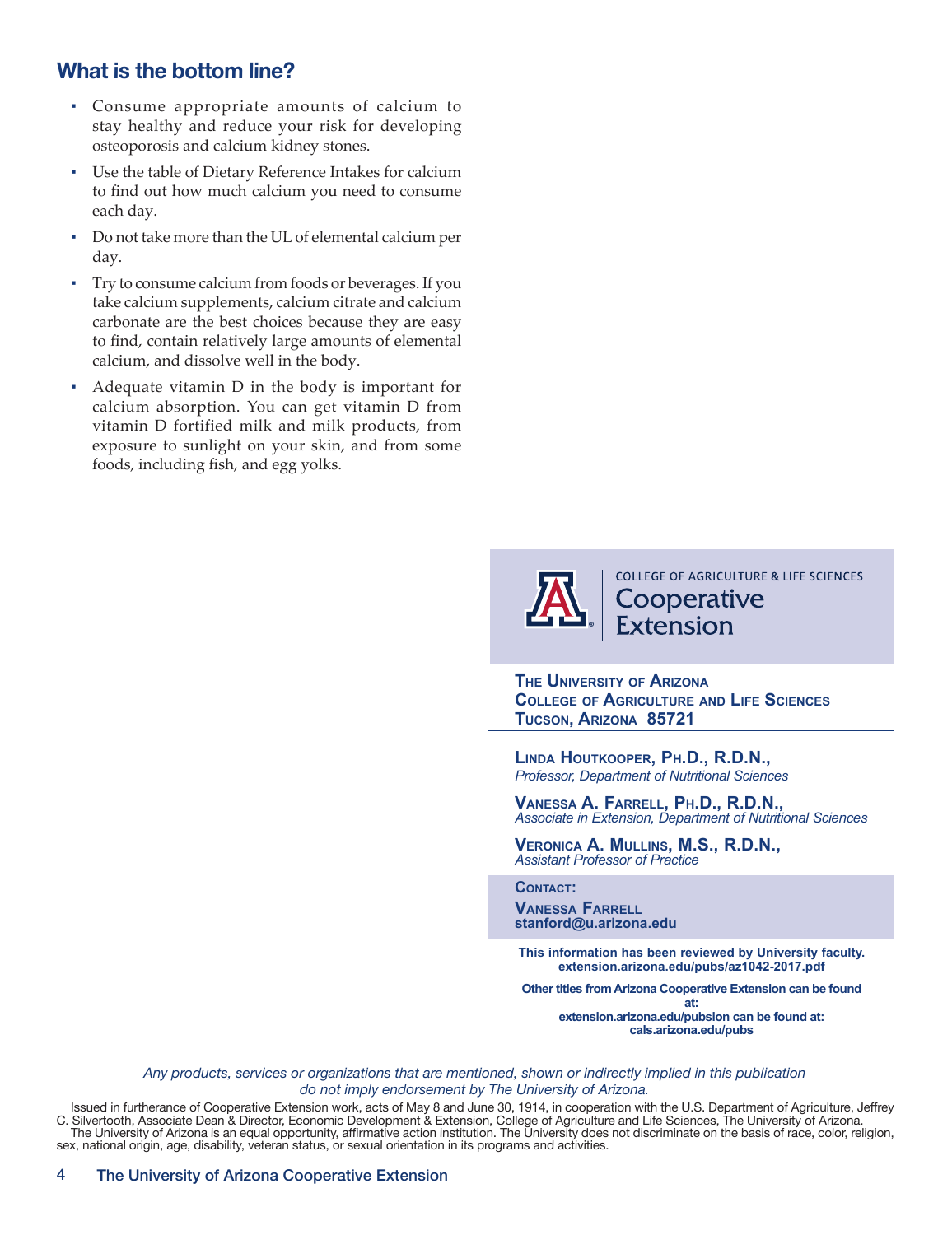## What is the bottom line?

- Consume appropriate amounts of calcium to stay healthy and reduce your risk for developing osteoporosis and calcium kidney stones.
- Use the table of Dietary Reference Intakes for calcium to find out how much calcium you need to consume each day.
- Do not take more than the UL of elemental calcium per day.
- Try to consume calcium from foods or beverages. If you take calcium supplements, calcium citrate and calcium carbonate are the best choices because they are easy to find, contain relatively large amounts of elemental calcium, and dissolve well in the body.
- Adequate vitamin D in the body is important for calcium absorption. You can get vitamin D from vitamin D fortified milk and milk products, from exposure to sunlight on your skin, and from some foods, including fish, and egg yolks.

COLLEGE OF AGRICULTURE & LIFE SCIENCES
Cooperative Extension

**The University of Arizona**
**College of Agriculture and Life Sciences**
**Tucson, Arizona 85721**

**Linda Houtkooper, Ph.D., R.D.N.,**
*Professor, Department of Nutritional Sciences*

**Vanessa A. Farrell, Ph.D., R.D.N.,**
*Associate in Extension, Department of Nutritional Sciences*

**Veronica A. Mullins, M.S., R.D.N.,**
*Assistant Professor of Practice*

**Contact:**
**Vanessa Farrell**
**stanford@u.arizona.edu**

**This information has been reviewed by University faculty.**
**extension.arizona.edu/pubs/az1042-2017.pdf**

**Other titles from Arizona Cooperative Extension can be found at:**
**extension.arizona.edu/pubsion can be found at:**
**cals.arizona.edu/pubs**

*Any products, services or organizations that are mentioned, shown or indirectly implied in this publication do not imply endorsement by The University of Arizona.*

Issued in furtherance of Cooperative Extension work, acts of May 8 and June 30, 1914, in cooperation with the U.S. Department of Agriculture, Jeffrey C. Silvertooth, Associate Dean & Director, Economic Development & Extension, College of Agriculture and Life Sciences, The University of Arizona.
The University of Arizona is an equal opportunity, affirmative action institution. The University does not discriminate on the basis of race, color, religion, sex, national origin, age, disability, veteran status, or sexual orientation in its programs and activities.